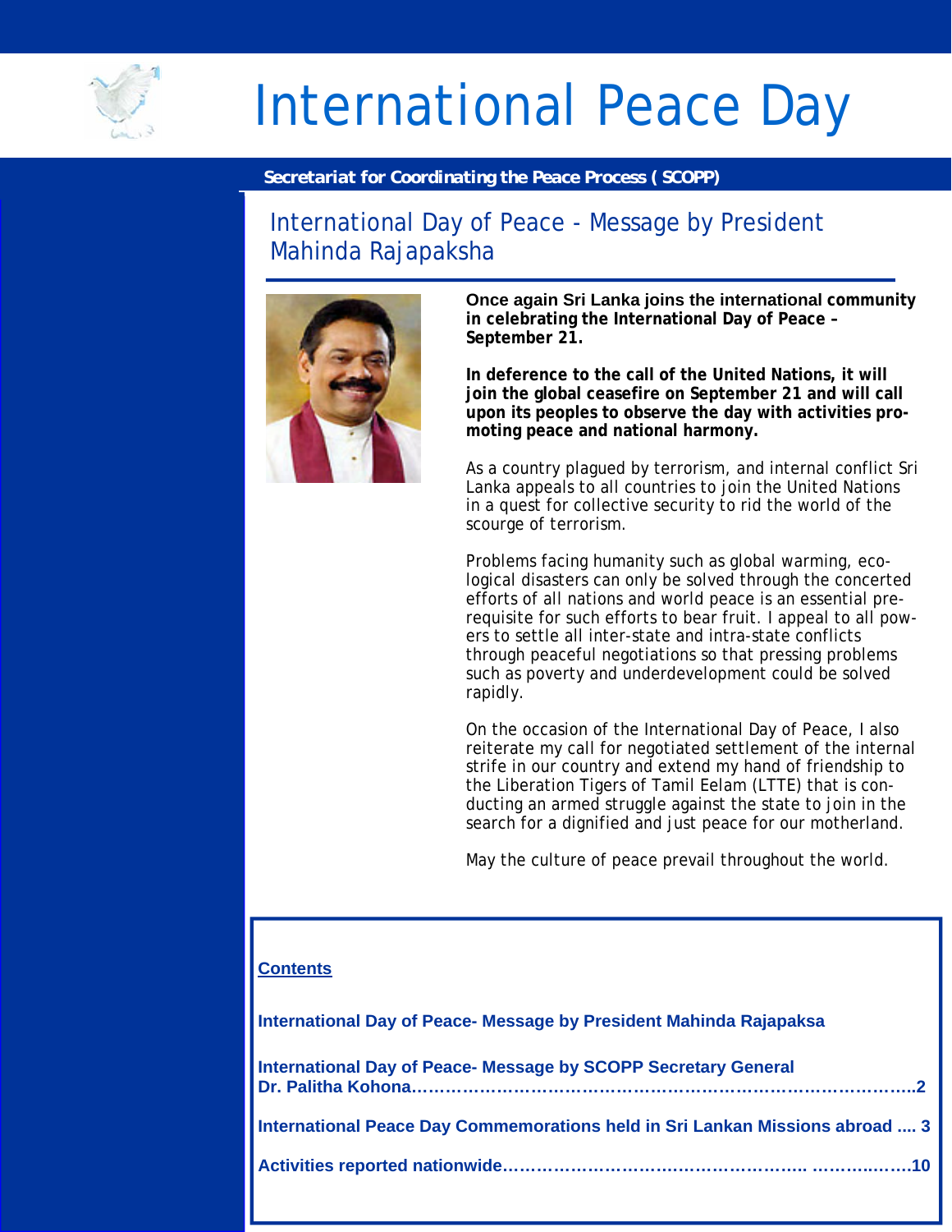# International Peace Day

**Secretariat for Coordinating the Peace Process ( SCOPP)**

## International Day of Peace - Message by President Mahinda Rajapaksha

**Once again Sri Lanka joins the international community in celebrating the International Day of Peace – September 21.**

**In deference to the call of the United Nations, it will join the global ceasefire on September 21 and will call upon its peoples to observe the day with activities promoting peace and national harmony.**

As a country plagued by terrorism, and internal conflict Sri Lanka appeals to all countries to join the United Nations in a quest for collective security to rid the world of the scourge of terrorism.

Problems facing humanity such as global warming, ecological disasters can only be solved through the concerted efforts of all nations and world peace is an essential prerequisite for such efforts to bear fruit. I appeal to all powers to settle all inter-state and intra-state conflicts through peaceful negotiations so that pressing problems such as poverty and underdevelopment could be solved rapidly.

On the occasion of the International Day of Peace, I also reiterate my call for negotiated settlement of the internal strife in our country and extend my hand of friendship to the Liberation Tigers of Tamil Eelam (LTTE) that is conducting an armed struggle against the state to join in the search for a dignified and just peace for our motherland.

May the culture of peace prevail throughout the world.

**Contents**

**International Day of Peace- Message by President Mahinda Rajapaksa**

**International Day of Peace- Message by SCOPP Secretary General Dr. Palitha Kohona……………………………………………………………………………..2**

**International Peace Day Commemorations held in Sri Lankan Missions abroad .... 3**

**Activities reported nationwide…………………………………………….. ……….…….10**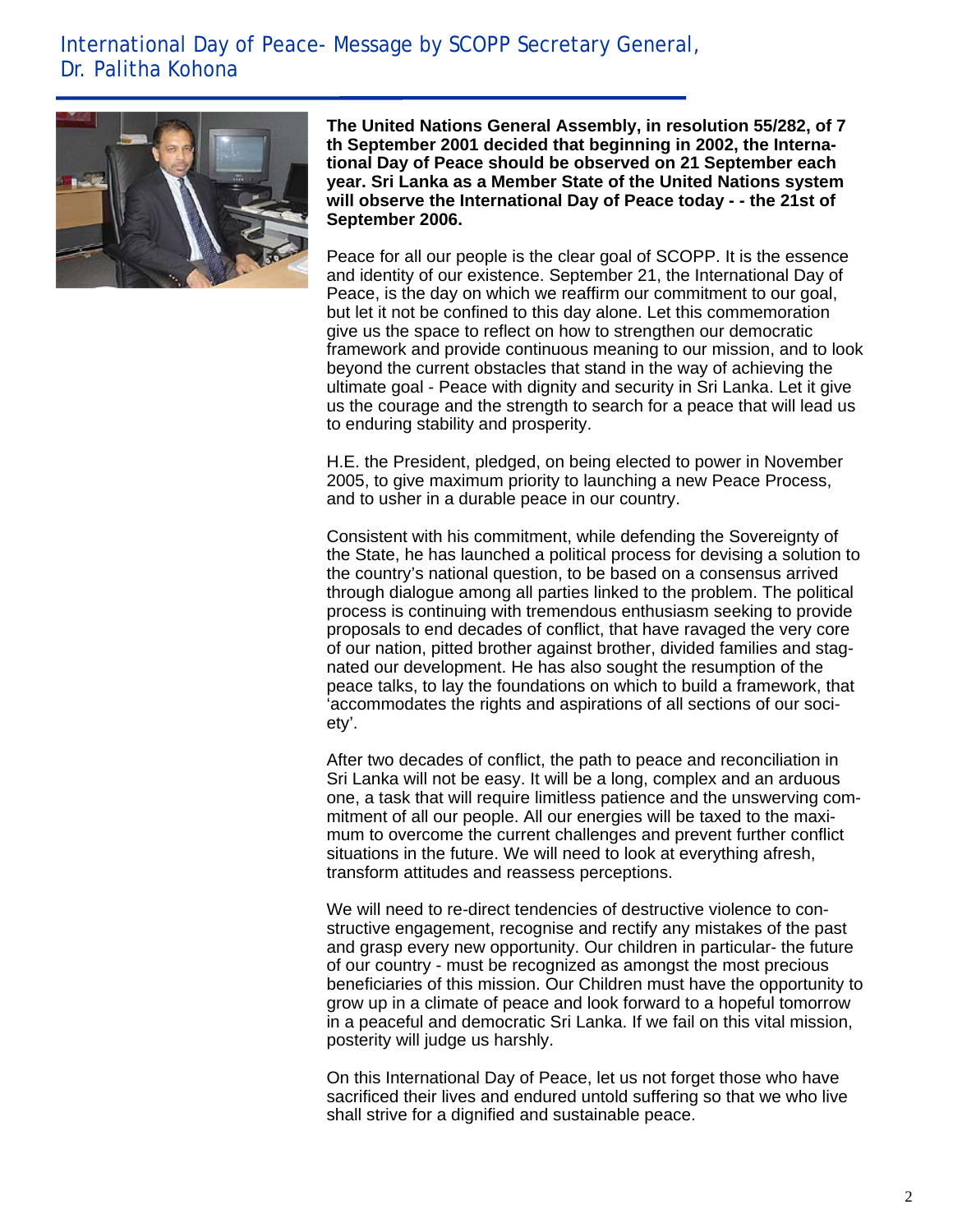## International Day of Peace- Message by SCOPP Secretary General, Dr. Palitha Kohona

**The United Nations General Assembly, in resolution 55/282, of 7 th September 2001 decided that beginning in 2002, the International Day of Peace should be observed on 21 September each year. Sri Lanka as a Member State of the United Nations system will observe the International Day of Peace today - - the 21st of September 2006.**

Peace for all our people is the clear goal of SCOPP. It is the essence and identity of our existence. September 21, the International Day of Peace, is the day on which we reaffirm our commitment to our goal, but let it not be confined to this day alone. Let this commemoration give us the space to reflect on how to strengthen our democratic framework and provide continuous meaning to our mission, and to look beyond the current obstacles that stand in the way of achieving the ultimate goal - Peace with dignity and security in Sri Lanka. Let it give us the courage and the strength to search for a peace that will lead us to enduring stability and prosperity.

H.E. the President, pledged, on being elected to power in November 2005, to give maximum priority to launching a new Peace Process, and to usher in a durable peace in our country.

Consistent with his commitment, while defending the Sovereignty of the State, he has launched a political process for devising a solution to the country's national question, to be based on a consensus arrived through dialogue among all parties linked to the problem. The political process is continuing with tremendous enthusiasm seeking to provide proposals to end decades of conflict, that have ravaged the very core of our nation, pitted brother against brother, divided families and stagnated our development. He has also sought the resumption of the peace talks, to lay the foundations on which to build a framework, that 'accommodates the rights and aspirations of all sections of our society'.

After two decades of conflict, the path to peace and reconciliation in Sri Lanka will not be easy. It will be a long, complex and an arduous one, a task that will require limitless patience and the unswerving commitment of all our people. All our energies will be taxed to the maximum to overcome the current challenges and prevent further conflict situations in the future. We will need to look at everything afresh, transform attitudes and reassess perceptions.

We will need to re-direct tendencies of destructive violence to constructive engagement, recognise and rectify any mistakes of the past and grasp every new opportunity. Our children in particular- the future of our country - must be recognized as amongst the most precious beneficiaries of this mission. Our Children must have the opportunity to grow up in a climate of peace and look forward to a hopeful tomorrow in a peaceful and democratic Sri Lanka. If we fail on this vital mission, posterity will judge us harshly.

On this International Day of Peace, let us not forget those who have sacrificed their lives and endured untold suffering so that we who live shall strive for a dignified and sustainable peace.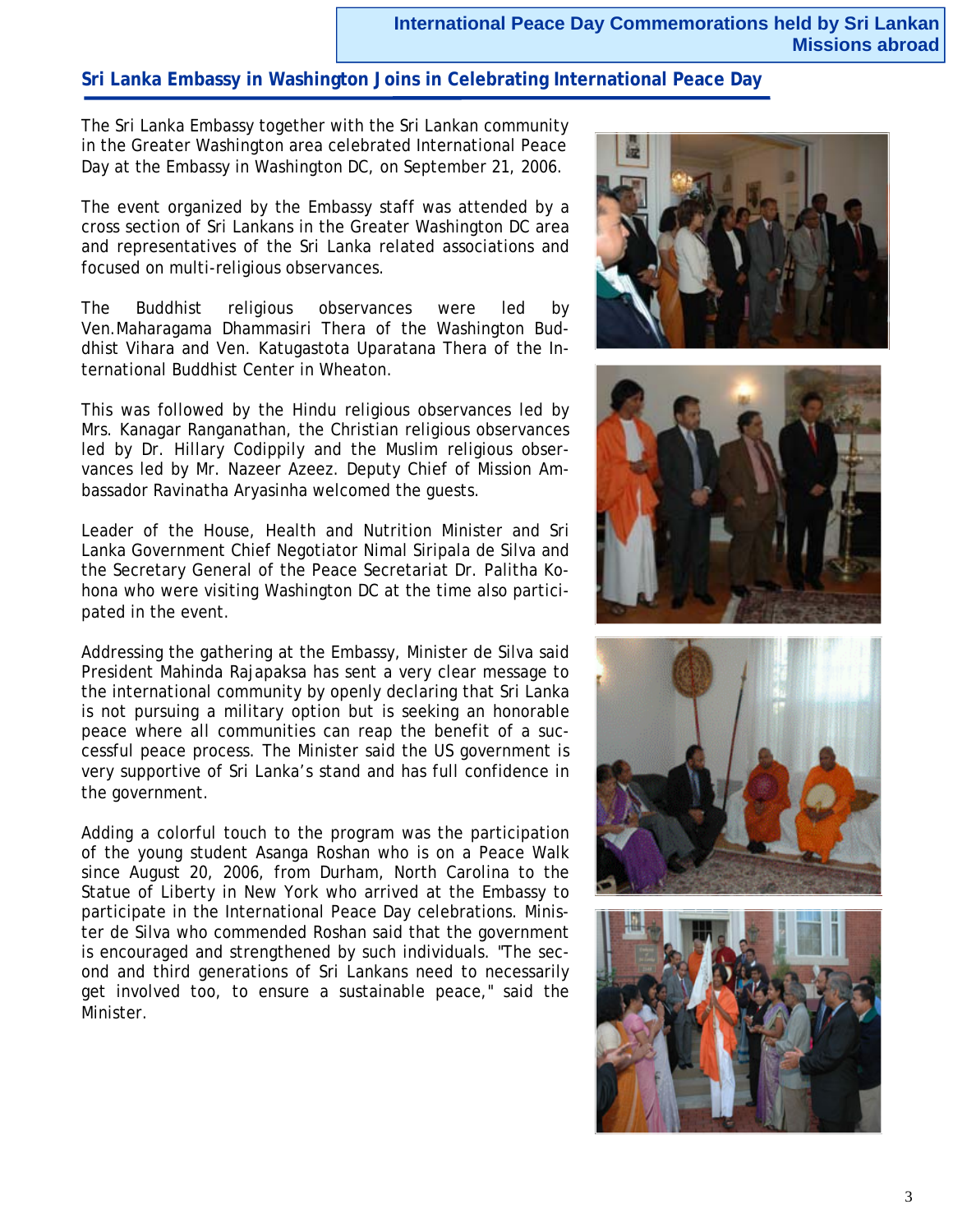# International Peace Day Commemorations held by Sri Lankan Missions abroad

## Sri Lanka Embassy in Washington Joins in Celebrating International Peace Day

The Sri Lanka Embassy together with the Sri Lankan community in the Greater Washington area celebrated International Peace Day at the Embassy in Washington DC, on September 21, 2006.

The event organized by the Embassy staff was attended by a cross section of Sri Lankans in the Greater Washington DC area and representatives of the Sri Lanka related associations and focused on multi-religious observances.

The Buddhist religious observances were led by Ven.Maharagama Dhammasiri Thera of the Washington Buddhist Vihara and Ven. Katugastota Uparatana Thera of the International Buddhist Center in Wheaton.

This was followed by the Hindu religious observances led by Mrs. Kanagar Ranganathan, the Christian religious observances led by Dr. Hillary Codippily and the Muslim religious observances led by Mr. Nazeer Azeez. Deputy Chief of Mission Ambassador Ravinatha Aryasinha welcomed the guests.

Leader of the House, Health and Nutrition Minister and Sri Lanka Government Chief Negotiator Nimal Siripala de Silva and the Secretary General of the Peace Secretariat Dr. Palitha Kohona who were visiting Washington DC at the time also participated in the event.

Addressing the gathering at the Embassy, Minister de Silva said President Mahinda Rajapaksa has sent a very clear message to the international community by openly declaring that Sri Lanka is not pursuing a military option but is seeking an honorable peace where all communities can reap the benefit of a successful peace process. The Minister said the US government is very supportive of Sri Lanka's stand and has full confidence in the government.

Adding a colorful touch to the program was the participation of the young student Asanga Roshan who is on a Peace Walk since August 20, 2006, from Durham, North Carolina to the Statue of Liberty in New York who arrived at the Embassy to participate in the International Peace Day celebrations. Minister de Silva who commended Roshan said that the government is encouraged and strengthened by such individuals. "The second and third generations of Sri Lankans need to necessarily get involved too, to ensure a sustainable peace," said the Minister.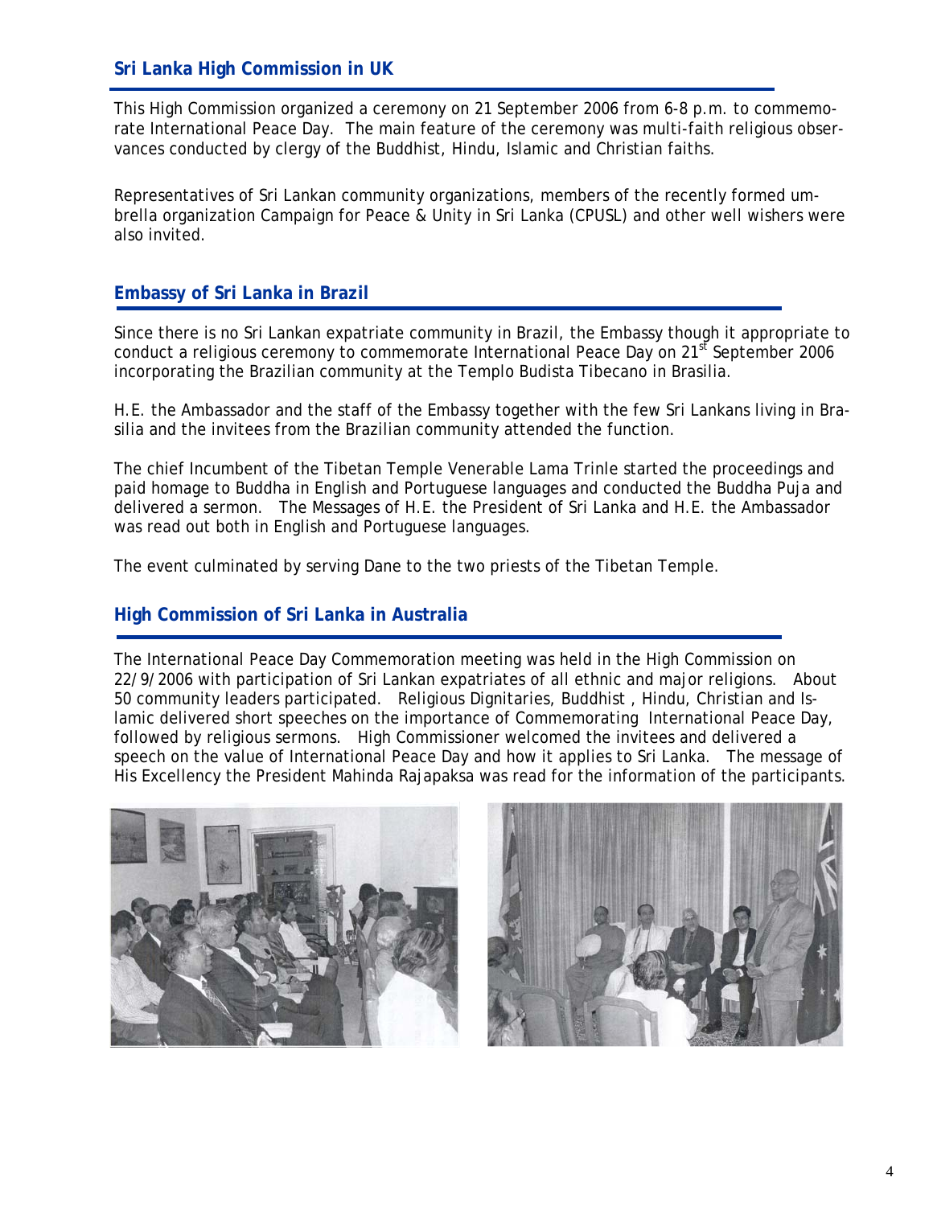## Sri Lanka High Commission in UK

This High Commission organized a ceremony on 21 September 2006 from 6-8 p.m. to commemorate International Peace Day. The main feature of the ceremony was multi-faith religious observances conducted by clergy of the Buddhist, Hindu, Islamic and Christian faiths.

Representatives of Sri Lankan community organizations, members of the recently formed umbrella organization Campaign for Peace & Unity in Sri Lanka (CPUSL) and other well wishers were also invited.

## Embassy of Sri Lanka in Brazil

Since there is no Sri Lankan expatriate community in Brazil, the Embassy though it appropriate to conduct a religious ceremony to commemorate International Peace Day on 21st September 2006 incorporating the Brazilian community at the Templo Budista Tibecano in Brasilia.

H.E. the Ambassador and the staff of the Embassy together with the few Sri Lankans living in Brasilia and the invitees from the Brazilian community attended the function.

The chief Incumbent of the Tibetan Temple Venerable Lama Trinle started the proceedings and paid homage to Buddha in English and Portuguese languages and conducted the Buddha Puja and delivered a sermon. The Messages of H.E. the President of Sri Lanka and H.E. the Ambassador was read out both in English and Portuguese languages.

The event culminated by serving Dane to the two priests of the Tibetan Temple.

## High Commission of Sri Lanka in Australia

The International Peace Day Commemoration meeting was held in the High Commission on 22/9/2006 with participation of Sri Lankan expatriates of all ethnic and major religions. About 50 community leaders participated. Religious Dignitaries, Buddhist , Hindu, Christian and Islamic delivered short speeches on the importance of Commemorating International Peace Day, followed by religious sermons. High Commissioner welcomed the invitees and delivered a speech on the value of International Peace Day and how it applies to Sri Lanka. The message of His Excellency the President Mahinda Rajapaksa was read for the information of the participants.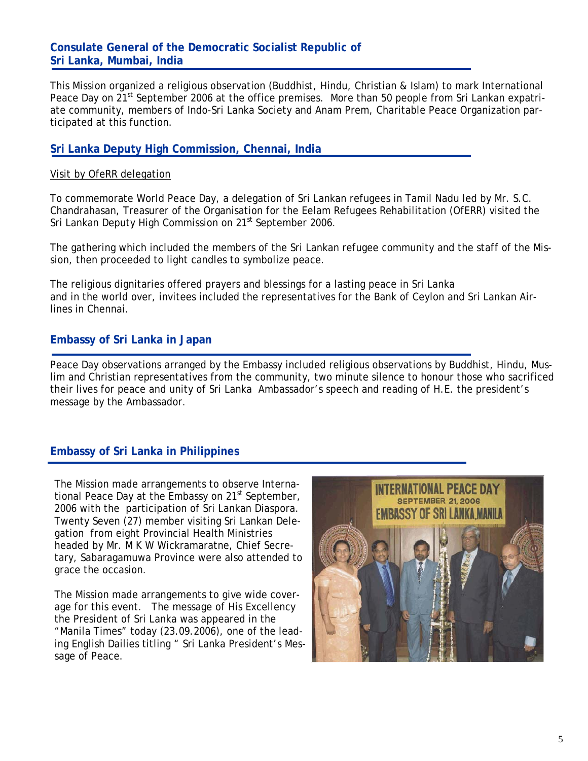## Consulate General of the Democratic Socialist Republic of Sri Lanka, Mumbai, India

This Mission organized a religious observation (Buddhist, Hindu, Christian & Islam) to mark International Peace Day on 21st September 2006 at the office premises. More than 50 people from Sri Lankan expatriate community, members of Indo-Sri Lanka Society and Anam Prem, Charitable Peace Organization participated at this function.

## Sri Lanka Deputy High Commission, Chennai, India

Visit by OfeRR delegation

To commemorate World Peace Day, a delegation of Sri Lankan refugees in Tamil Nadu led by Mr. S.C. Chandrahasan, Treasurer of the Organisation for the Eelam Refugees Rehabilitation (OfERR) visited the Sri Lankan Deputy High Commission on 21st September 2006.

The gathering which included the members of the Sri Lankan refugee community and the staff of the Mission, then proceeded to light candles to symbolize peace.

The religious dignitaries offered prayers and blessings for a lasting peace in Sri Lanka and in the world over, invitees included the representatives for the Bank of Ceylon and Sri Lankan Airlines in Chennai.

## Embassy of Sri Lanka in Japan

Peace Day observations arranged by the Embassy included religious observations by Buddhist, Hindu, Muslim and Christian representatives from the community, two minute silence to honour those who sacrificed their lives for peace and unity of Sri Lanka Ambassador's speech and reading of H.E. the president's message by the Ambassador.

## Embassy of Sri Lanka in Philippines

The Mission made arrangements to observe International Peace Day at the Embassy on 21st September, 2006 with the participation of Sri Lankan Diaspora. Twenty Seven (27) member visiting Sri Lankan Delegation from eight Provincial Health Ministries headed by Mr. M K W Wickramaratne, Chief Secretary, Sabaragamuwa Province were also attended to grace the occasion.

The Mission made arrangements to give wide coverage for this event. The message of His Excellency the President of Sri Lanka was appeared in the "Manila Times" today (23.09.2006), one of the leading English Dailies titling " Sri Lanka President's Message of Peace.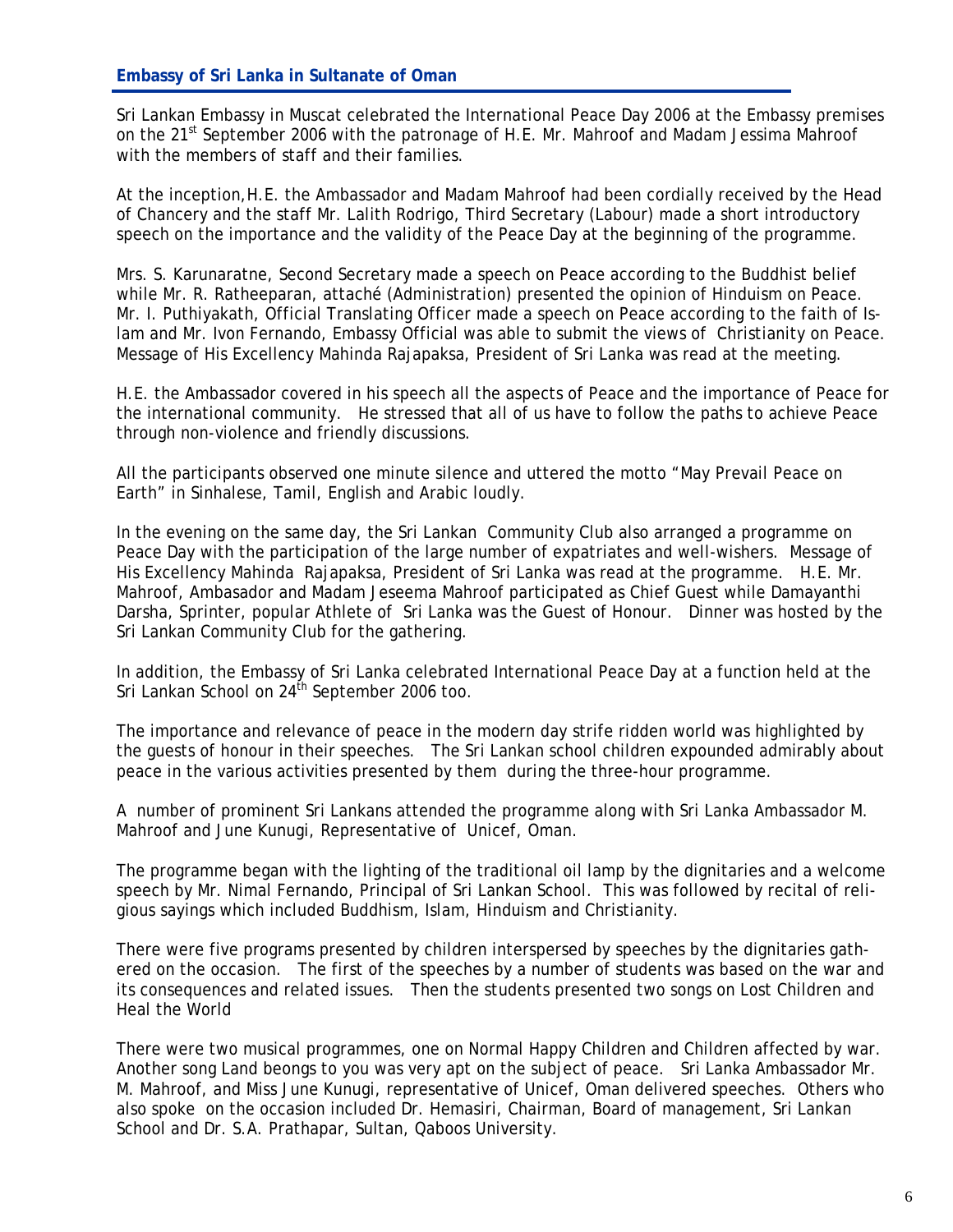## Embassy of Sri Lanka in Sultanate of Oman

Sri Lankan Embassy in Muscat celebrated the International Peace Day 2006 at the Embassy premises on the 21st September 2006 with the patronage of H.E. Mr. Mahroof and Madam Jessima Mahroof with the members of staff and their families.

At the inception,H.E. the Ambassador and Madam Mahroof had been cordially received by the Head of Chancery and the staff Mr. Lalith Rodrigo, Third Secretary (Labour) made a short introductory speech on the importance and the validity of the Peace Day at the beginning of the programme.

Mrs. S. Karunaratne, Second Secretary made a speech on Peace according to the Buddhist belief while Mr. R. Ratheeparan, attaché (Administration) presented the opinion of Hinduism on Peace. Mr. I. Puthiyakath, Official Translating Officer made a speech on Peace according to the faith of Islam and Mr. Ivon Fernando, Embassy Official was able to submit the views of Christianity on Peace. Message of His Excellency Mahinda Rajapaksa, President of Sri Lanka was read at the meeting.

H.E. the Ambassador covered in his speech all the aspects of Peace and the importance of Peace for the international community. He stressed that all of us have to follow the paths to achieve Peace through non-violence and friendly discussions.

All the participants observed one minute silence and uttered the motto "May Prevail Peace on Earth" in Sinhalese, Tamil, English and Arabic loudly.

In the evening on the same day, the Sri Lankan Community Club also arranged a programme on Peace Day with the participation of the large number of expatriates and well-wishers. Message of His Excellency Mahinda Rajapaksa, President of Sri Lanka was read at the programme. H.E. Mr. Mahroof, Ambasador and Madam Jeseema Mahroof participated as Chief Guest while Damayanthi Darsha, Sprinter, popular Athlete of Sri Lanka was the Guest of Honour. Dinner was hosted by the Sri Lankan Community Club for the gathering.

In addition, the Embassy of Sri Lanka celebrated International Peace Day at a function held at the Sri Lankan School on 24th September 2006 too.

The importance and relevance of peace in the modern day strife ridden world was highlighted by the guests of honour in their speeches. The Sri Lankan school children expounded admirably about peace in the various activities presented by them during the three-hour programme.

A number of prominent Sri Lankans attended the programme along with Sri Lanka Ambassador M. Mahroof and June Kunugi, Representative of Unicef, Oman.

The programme began with the lighting of the traditional oil lamp by the dignitaries and a welcome speech by Mr. Nimal Fernando, Principal of Sri Lankan School. This was followed by recital of religious sayings which included Buddhism, Islam, Hinduism and Christianity.

There were five programs presented by children interspersed by speeches by the dignitaries gathered on the occasion. The first of the speeches by a number of students was based on the war and its consequences and related issues. Then the students presented two songs on Lost Children and Heal the World

There were two musical programmes, one on Normal Happy Children and Children affected by war. Another song Land beongs to you was very apt on the subject of peace. Sri Lanka Ambassador Mr. M. Mahroof, and Miss June Kunugi, representative of Unicef, Oman delivered speeches. Others who also spoke on the occasion included Dr. Hemasiri, Chairman, Board of management, Sri Lankan School and Dr. S.A. Prathapar, Sultan, Qaboos University.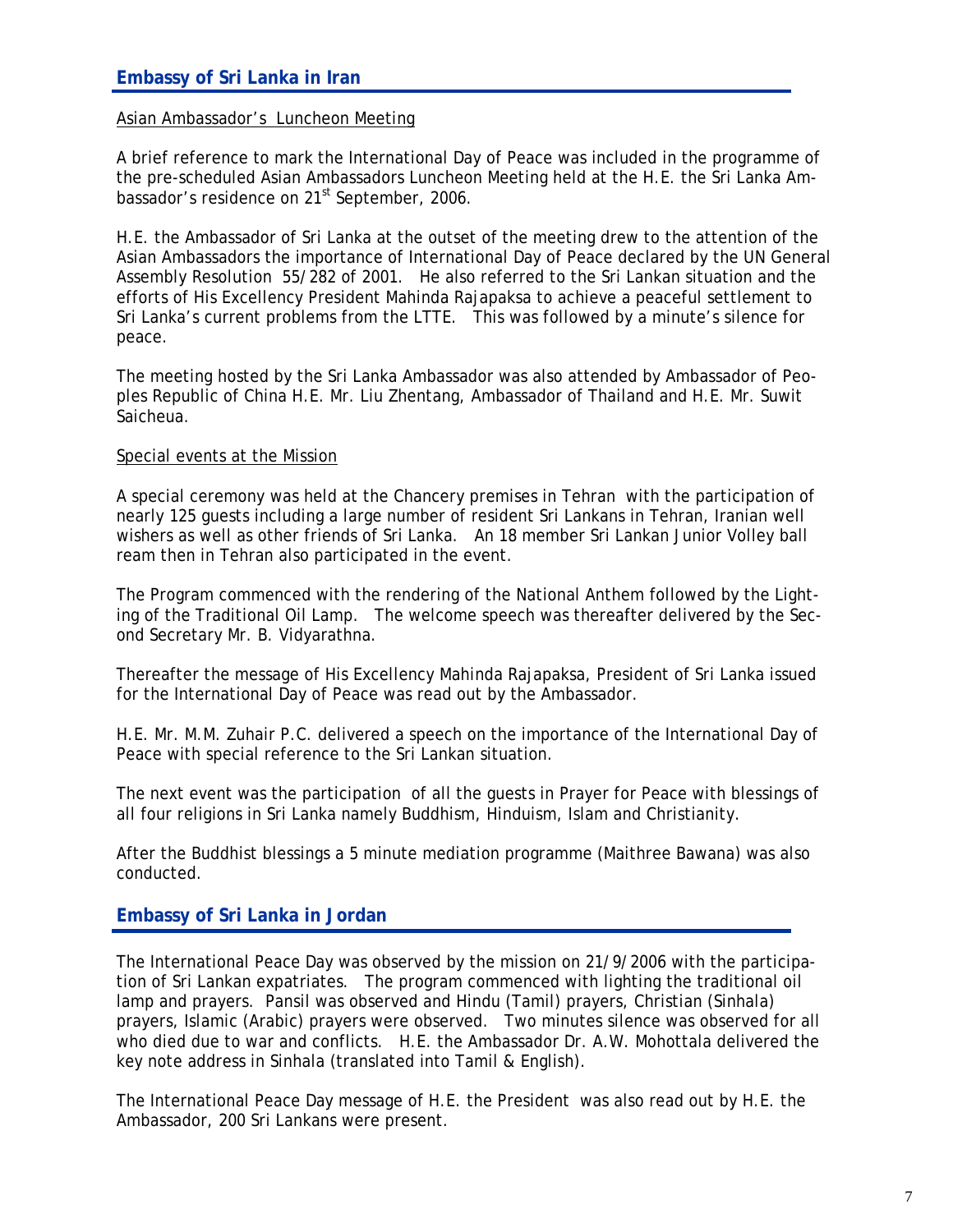## Embassy of Sri Lanka in Iran

Asian Ambassador's Luncheon Meeting

A brief reference to mark the International Day of Peace was included in the programme of the pre-scheduled Asian Ambassadors Luncheon Meeting held at the H.E. the Sri Lanka Ambassador's residence on 21st September, 2006.

H.E. the Ambassador of Sri Lanka at the outset of the meeting drew to the attention of the Asian Ambassadors the importance of International Day of Peace declared by the UN General Assembly Resolution 55/282 of 2001. He also referred to the Sri Lankan situation and the efforts of His Excellency President Mahinda Rajapaksa to achieve a peaceful settlement to Sri Lanka's current problems from the LTTE. This was followed by a minute's silence for peace.

The meeting hosted by the Sri Lanka Ambassador was also attended by Ambassador of Peoples Republic of China H.E. Mr. Liu Zhentang, Ambassador of Thailand and H.E. Mr. Suwit Saicheua.

Special events at the Mission

A special ceremony was held at the Chancery premises in Tehran with the participation of nearly 125 guests including a large number of resident Sri Lankans in Tehran, Iranian well wishers as well as other friends of Sri Lanka. An 18 member Sri Lankan Junior Volley ball ream then in Tehran also participated in the event.

The Program commenced with the rendering of the National Anthem followed by the Lighting of the Traditional Oil Lamp. The welcome speech was thereafter delivered by the Second Secretary Mr. B. Vidyarathna.

Thereafter the message of His Excellency Mahinda Rajapaksa, President of Sri Lanka issued for the International Day of Peace was read out by the Ambassador.

H.E. Mr. M.M. Zuhair P.C. delivered a speech on the importance of the International Day of Peace with special reference to the Sri Lankan situation.

The next event was the participation of all the guests in Prayer for Peace with blessings of all four religions in Sri Lanka namely Buddhism, Hinduism, Islam and Christianity.

After the Buddhist blessings a 5 minute mediation programme (Maithree Bawana) was also conducted.

## Embassy of Sri Lanka in Jordan

The International Peace Day was observed by the mission on 21/9/2006 with the participation of Sri Lankan expatriates. The program commenced with lighting the traditional oil lamp and prayers. Pansil was observed and Hindu (Tamil) prayers, Christian (Sinhala) prayers, Islamic (Arabic) prayers were observed. Two minutes silence was observed for all who died due to war and conflicts. H.E. the Ambassador Dr. A.W. Mohottala delivered the key note address in Sinhala (translated into Tamil & English).

The International Peace Day message of H.E. the President was also read out by H.E. the Ambassador, 200 Sri Lankans were present.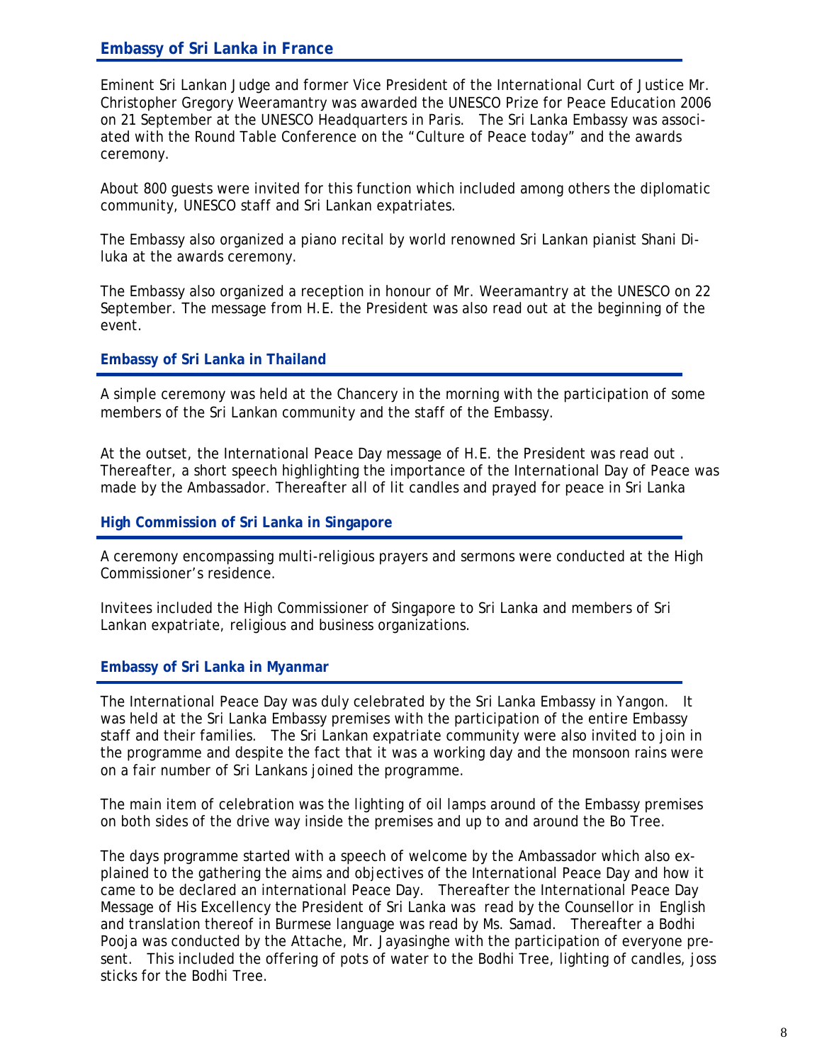## Embassy of Sri Lanka in France

Eminent Sri Lankan Judge and former Vice President of the International Curt of Justice Mr. Christopher Gregory Weeramantry was awarded the UNESCO Prize for Peace Education 2006 on 21 September at the UNESCO Headquarters in Paris. The Sri Lanka Embassy was associated with the Round Table Conference on the "Culture of Peace today" and the awards ceremony.

About 800 guests were invited for this function which included among others the diplomatic community, UNESCO staff and Sri Lankan expatriates.

The Embassy also organized a piano recital by world renowned Sri Lankan pianist Shani Diluka at the awards ceremony.

The Embassy also organized a reception in honour of Mr. Weeramantry at the UNESCO on 22 September. The message from H.E. the President was also read out at the beginning of the event.

## Embassy of Sri Lanka in Thailand

A simple ceremony was held at the Chancery in the morning with the participation of some members of the Sri Lankan community and the staff of the Embassy.

At the outset, the International Peace Day message of H.E. the President was read out . Thereafter, a short speech highlighting the importance of the International Day of Peace was made by the Ambassador. Thereafter all of lit candles and prayed for peace in Sri Lanka

## High Commission of Sri Lanka in Singapore

A ceremony encompassing multi-religious prayers and sermons were conducted at the High Commissioner's residence.

Invitees included the High Commissioner of Singapore to Sri Lanka and members of Sri Lankan expatriate, religious and business organizations.

## Embassy of Sri Lanka in Myanmar

The International Peace Day was duly celebrated by the Sri Lanka Embassy in Yangon. It was held at the Sri Lanka Embassy premises with the participation of the entire Embassy staff and their families. The Sri Lankan expatriate community were also invited to join in the programme and despite the fact that it was a working day and the monsoon rains were on a fair number of Sri Lankans joined the programme.

The main item of celebration was the lighting of oil lamps around of the Embassy premises on both sides of the drive way inside the premises and up to and around the Bo Tree.

The days programme started with a speech of welcome by the Ambassador which also explained to the gathering the aims and objectives of the International Peace Day and how it came to be declared an international Peace Day. Thereafter the International Peace Day Message of His Excellency the President of Sri Lanka was read by the Counsellor in English and translation thereof in Burmese language was read by Ms. Samad. Thereafter a Bodhi Pooja was conducted by the Attache, Mr. Jayasinghe with the participation of everyone present. This included the offering of pots of water to the Bodhi Tree, lighting of candles, joss sticks for the Bodhi Tree.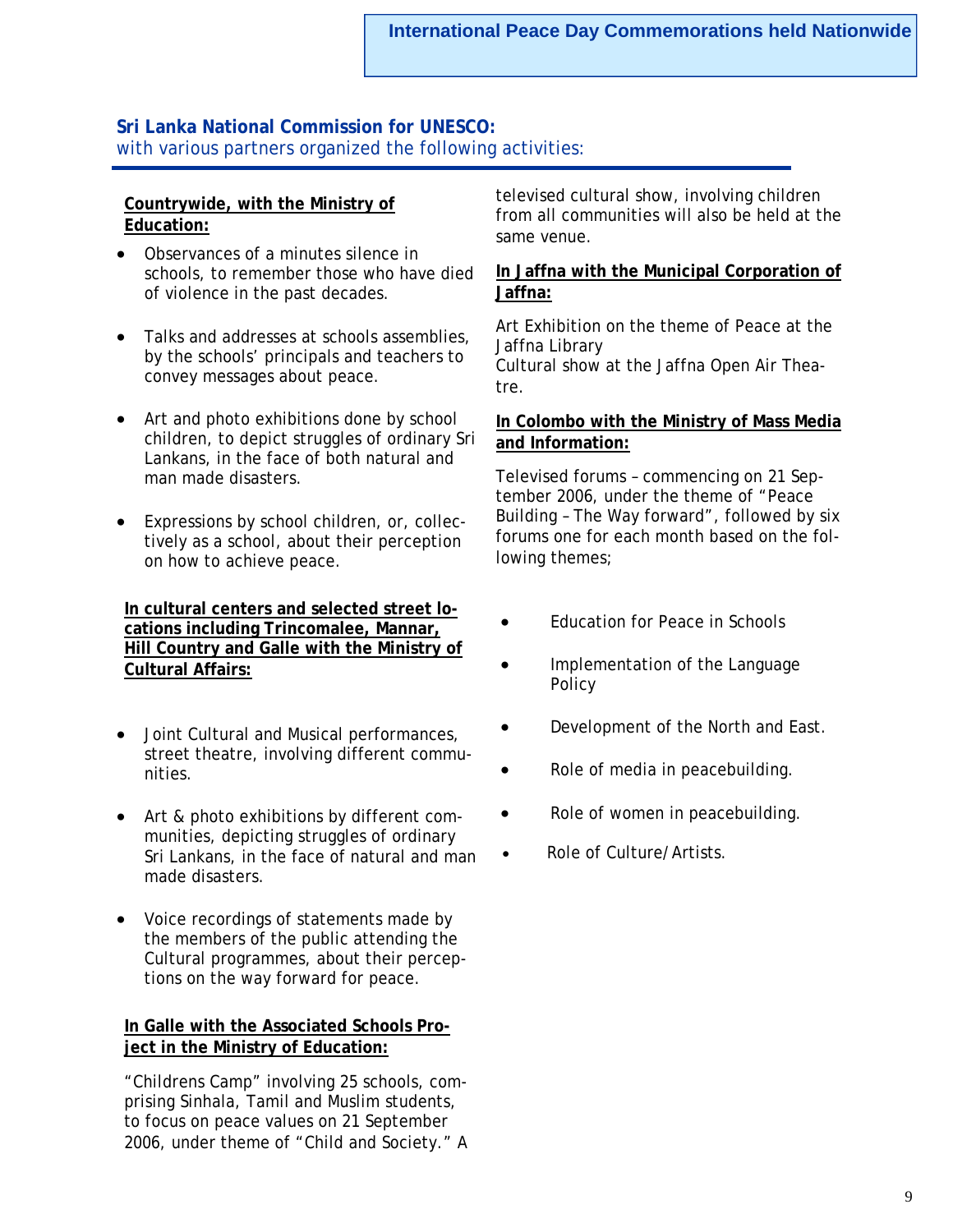# International Peace Day Commemorations held Nationwide

**Sri Lanka National Commission for UNESCO:**
with various partners organized the following activities:

**Countrywide, with the Ministry of Education:**

- Observances of a minutes silence in schools, to remember those who have died of violence in the past decades.
- Talks and addresses at schools assemblies, by the schools' principals and teachers to convey messages about peace.
- Art and photo exhibitions done by school children, to depict struggles of ordinary Sri Lankans, in the face of both natural and man made disasters.
- Expressions by school children, or, collectively as a school, about their perception on how to achieve peace.

**In cultural centers and selected street locations including Trincomalee, Mannar, Hill Country and Galle with the Ministry of Cultural Affairs:**

- Joint Cultural and Musical performances, street theatre, involving different communities.
- Art & photo exhibitions by different communities, depicting struggles of ordinary Sri Lankans, in the face of natural and man made disasters.
- Voice recordings of statements made by the members of the public attending the Cultural programmes, about their perceptions on the way forward for peace.

**In Galle with the Associated Schools Project in the Ministry of Education:**

"Childrens Camp" involving 25 schools, comprising Sinhala, Tamil and Muslim students, to focus on peace values on 21 September 2006, under theme of "Child and Society." A televised cultural show, involving children from all communities will also be held at the same venue.

**In Jaffna with the Municipal Corporation of Jaffna:**

Art Exhibition on the theme of Peace at the Jaffna Library
Cultural show at the Jaffna Open Air Theatre.

**In Colombo with the Ministry of Mass Media and Information:**

Televised forums – commencing on 21 September 2006, under the theme of "Peace Building – The Way forward", followed by six forums one for each month based on the following themes;

- Education for Peace in Schools
- Implementation of the Language Policy
- Development of the North and East.
- Role of media in peacebuilding.
- Role of women in peacebuilding.
- Role of Culture/Artists.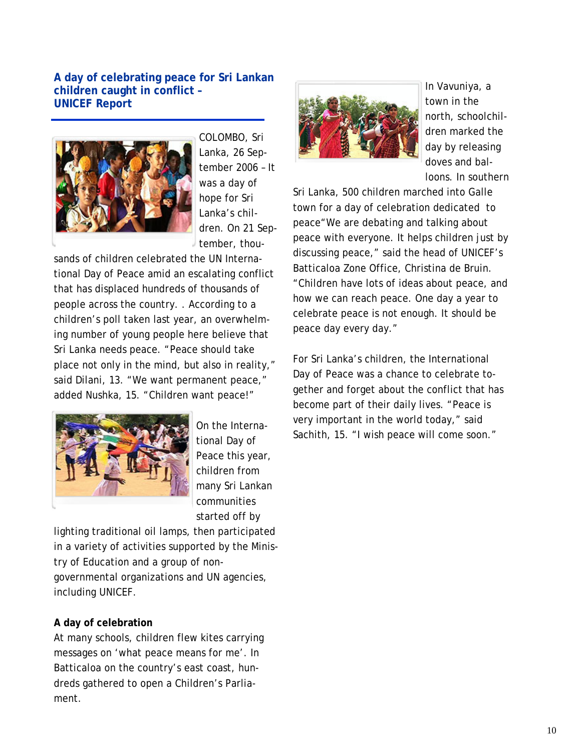## A day of celebrating peace for Sri Lankan children caught in conflict – UNICEF Report

COLOMBO, Sri Lanka, 26 September 2006 – It was a day of hope for Sri Lanka's children. On 21 September, thousands of children celebrated the UN International Day of Peace amid an escalating conflict that has displaced hundreds of thousands of people across the country. . According to a children's poll taken last year, an overwhelming number of young people here believe that Sri Lanka needs peace. "Peace should take place not only in the mind, but also in reality," said Dilani, 13. "We want permanent peace," added Nushka, 15. "Children want peace!"

On the International Day of Peace this year, children from many Sri Lankan communities started off by lighting traditional oil lamps, then participated in a variety of activities supported by the Ministry of Education and a group of non-governmental organizations and UN agencies, including UNICEF.

**A day of celebration**

At many schools, children flew kites carrying messages on 'what peace means for me'. In Batticaloa on the country's east coast, hundreds gathered to open a Children's Parliament.

In Vavuniya, a town in the north, schoolchildren marked the day by releasing doves and balloons. In southern Sri Lanka, 500 children marched into Galle town for a day of celebration dedicated to peace"We are debating and talking about peace with everyone. It helps children just by discussing peace," said the head of UNICEF's Batticaloa Zone Office, Christina de Bruin. "Children have lots of ideas about peace, and how we can reach peace. One day a year to celebrate peace is not enough. It should be peace day every day."

For Sri Lanka's children, the International Day of Peace was a chance to celebrate together and forget about the conflict that has become part of their daily lives. "Peace is very important in the world today," said Sachith, 15. "I wish peace will come soon."